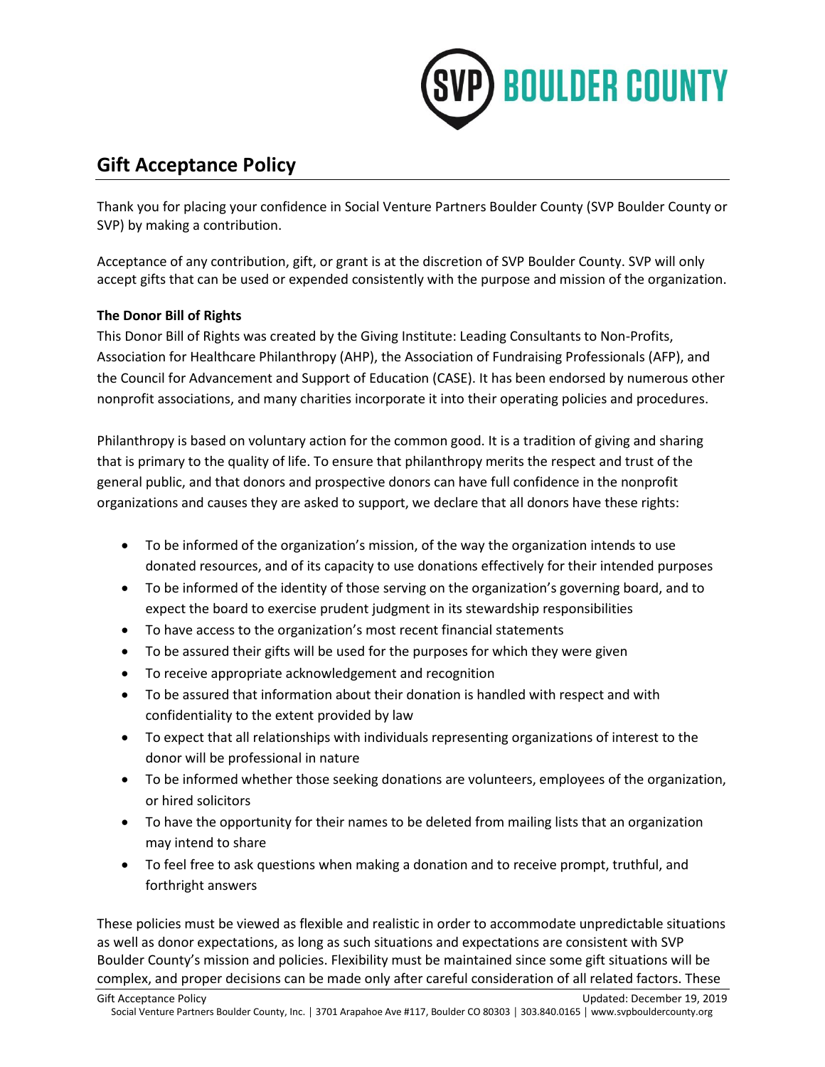# Gift Acceptance Policy

Thank you for placing your confidence in Social Venture Partners Boulder County (SVP Boulder County or SVP) by making a contribution.

Acceptance of any contribution, gift, or grant is at the discretion of SVP Boulder County. SVP will only accept gifts that can be used or expended consistently with the purpose and mission of the organization.

**The Donor Bill of Rights**

This Donor Bill of Rights was created by the Giving Institute: Leading Consultants to Non-Profits, Association for Healthcare Philanthropy (AHP), the Association of Fundraising Professionals (AFP), and the Council for Advancement and Support of Education (CASE). It has been endorsed by numerous other nonprofit associations, and many charities incorporate it into their operating policies and procedures.

Philanthropy is based on voluntary action for the common good. It is a tradition of giving and sharing that is primary to the quality of life. To ensure that philanthropy merits the respect and trust of the general public, and that donors and prospective donors can have full confidence in the nonprofit organizations and causes they are asked to support, we declare that all donors have these rights:

- To be informed of the organization's mission, of the way the organization intends to use donated resources, and of its capacity to use donations effectively for their intended purposes
- To be informed of the identity of those serving on the organization's governing board, and to expect the board to exercise prudent judgment in its stewardship responsibilities
- To have access to the organization's most recent financial statements
- To be assured their gifts will be used for the purposes for which they were given
- To receive appropriate acknowledgement and recognition
- To be assured that information about their donation is handled with respect and with confidentiality to the extent provided by law
- To expect that all relationships with individuals representing organizations of interest to the donor will be professional in nature
- To be informed whether those seeking donations are volunteers, employees of the organization, or hired solicitors
- To have the opportunity for their names to be deleted from mailing lists that an organization may intend to share
- To feel free to ask questions when making a donation and to receive prompt, truthful, and forthright answers

These policies must be viewed as flexible and realistic in order to accommodate unpredictable situations as well as donor expectations, as long as such situations and expectations are consistent with SVP Boulder County's mission and policies. Flexibility must be maintained since some gift situations will be complex, and proper decisions can be made only after careful consideration of all related factors. These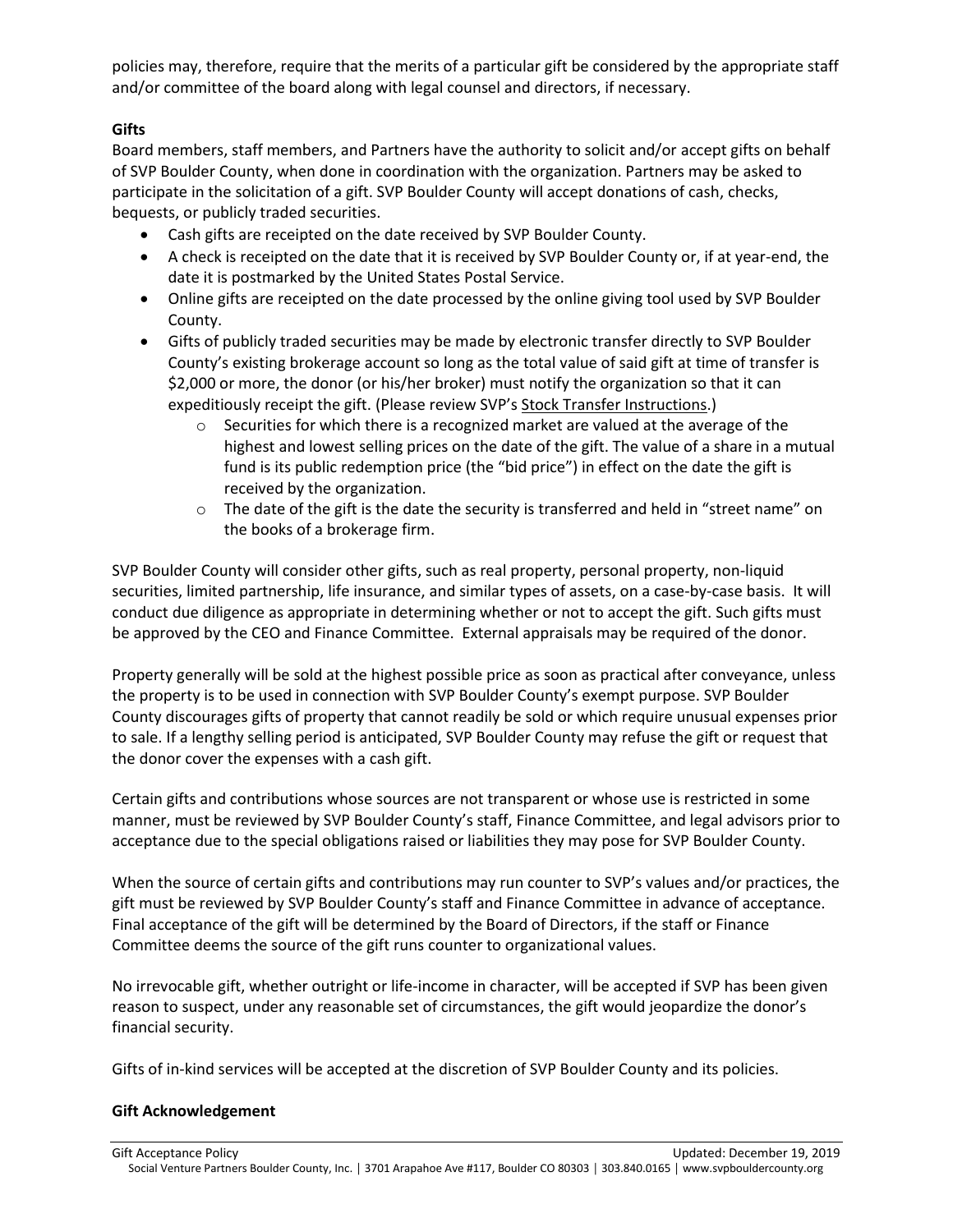policies may, therefore, require that the merits of a particular gift be considered by the appropriate staff and/or committee of the board along with legal counsel and directors, if necessary.

**Gifts**

Board members, staff members, and Partners have the authority to solicit and/or accept gifts on behalf of SVP Boulder County, when done in coordination with the organization. Partners may be asked to participate in the solicitation of a gift. SVP Boulder County will accept donations of cash, checks, bequests, or publicly traded securities.

- Cash gifts are receipted on the date received by SVP Boulder County.
- A check is receipted on the date that it is received by SVP Boulder County or, if at year-end, the date it is postmarked by the United States Postal Service.
- Online gifts are receipted on the date processed by the online giving tool used by SVP Boulder County.
- Gifts of publicly traded securities may be made by electronic transfer directly to SVP Boulder County's existing brokerage account so long as the total value of said gift at time of transfer is $2,000 or more, the donor (or his/her broker) must notify the organization so that it can expeditiously receipt the gift. (Please review SVP's Stock Transfer Instructions.)
    - Securities for which there is a recognized market are valued at the average of the highest and lowest selling prices on the date of the gift. The value of a share in a mutual fund is its public redemption price (the "bid price") in effect on the date the gift is received by the organization.
    - The date of the gift is the date the security is transferred and held in "street name" on the books of a brokerage firm.

SVP Boulder County will consider other gifts, such as real property, personal property, non-liquid securities, limited partnership, life insurance, and similar types of assets, on a case-by-case basis. It will conduct due diligence as appropriate in determining whether or not to accept the gift. Such gifts must be approved by the CEO and Finance Committee. External appraisals may be required of the donor.

Property generally will be sold at the highest possible price as soon as practical after conveyance, unless the property is to be used in connection with SVP Boulder County's exempt purpose. SVP Boulder County discourages gifts of property that cannot readily be sold or which require unusual expenses prior to sale. If a lengthy selling period is anticipated, SVP Boulder County may refuse the gift or request that the donor cover the expenses with a cash gift.

Certain gifts and contributions whose sources are not transparent or whose use is restricted in some manner, must be reviewed by SVP Boulder County's staff, Finance Committee, and legal advisors prior to acceptance due to the special obligations raised or liabilities they may pose for SVP Boulder County.

When the source of certain gifts and contributions may run counter to SVP's values and/or practices, the gift must be reviewed by SVP Boulder County's staff and Finance Committee in advance of acceptance. Final acceptance of the gift will be determined by the Board of Directors, if the staff or Finance Committee deems the source of the gift runs counter to organizational values.

No irrevocable gift, whether outright or life-income in character, will be accepted if SVP has been given reason to suspect, under any reasonable set of circumstances, the gift would jeopardize the donor's financial security.

Gifts of in-kind services will be accepted at the discretion of SVP Boulder County and its policies.

**Gift Acknowledgement**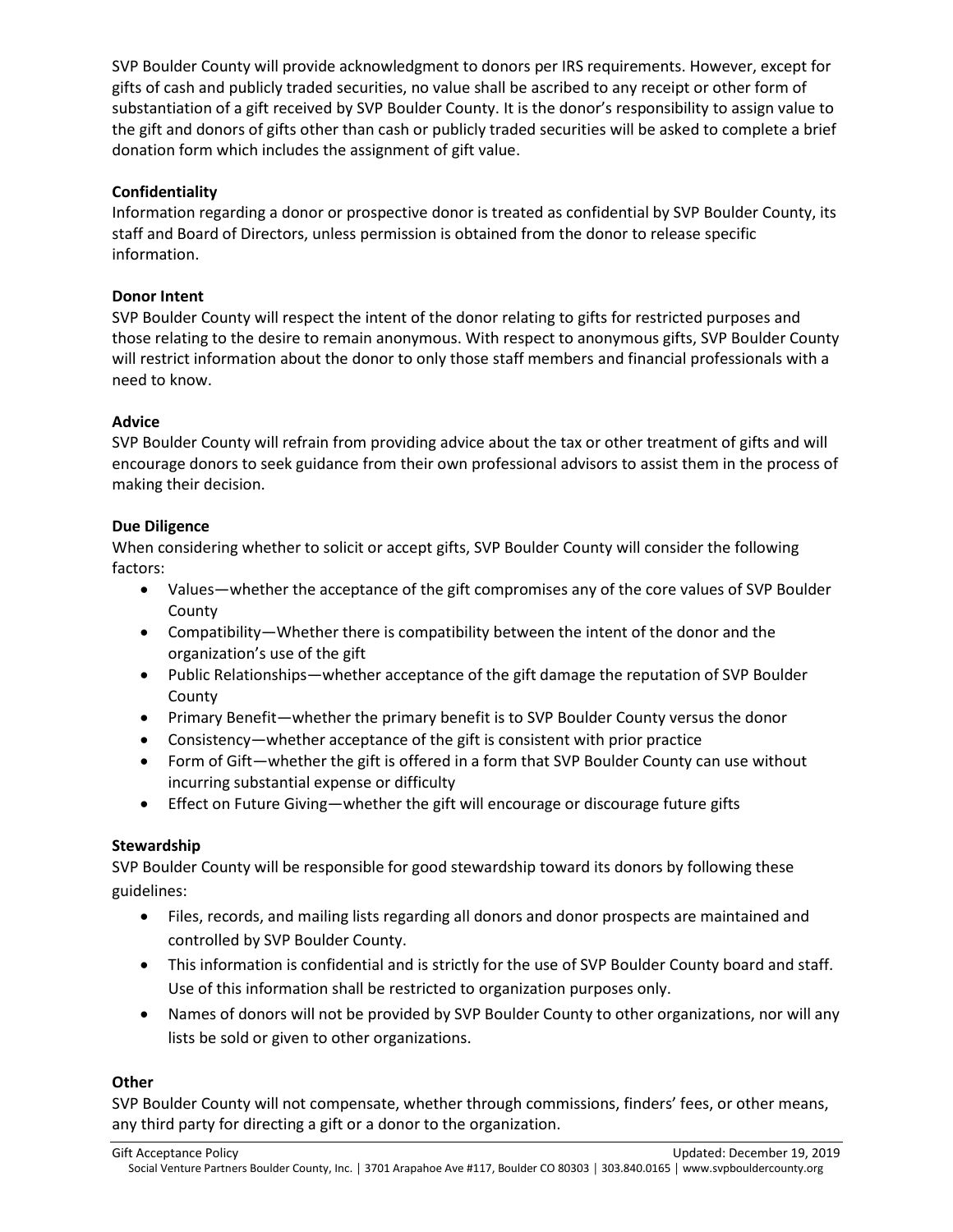SVP Boulder County will provide acknowledgment to donors per IRS requirements. However, except for gifts of cash and publicly traded securities, no value shall be ascribed to any receipt or other form of substantiation of a gift received by SVP Boulder County. It is the donor's responsibility to assign value to the gift and donors of gifts other than cash or publicly traded securities will be asked to complete a brief donation form which includes the assignment of gift value.

**Confidentiality**

Information regarding a donor or prospective donor is treated as confidential by SVP Boulder County, its staff and Board of Directors, unless permission is obtained from the donor to release specific information.

**Donor Intent**

SVP Boulder County will respect the intent of the donor relating to gifts for restricted purposes and those relating to the desire to remain anonymous. With respect to anonymous gifts, SVP Boulder County will restrict information about the donor to only those staff members and financial professionals with a need to know.

**Advice**

SVP Boulder County will refrain from providing advice about the tax or other treatment of gifts and will encourage donors to seek guidance from their own professional advisors to assist them in the process of making their decision.

**Due Diligence**

When considering whether to solicit or accept gifts, SVP Boulder County will consider the following factors:

- Values—whether the acceptance of the gift compromises any of the core values of SVP Boulder County
- Compatibility—Whether there is compatibility between the intent of the donor and the organization's use of the gift
- Public Relationships—whether acceptance of the gift damage the reputation of SVP Boulder County
- Primary Benefit—whether the primary benefit is to SVP Boulder County versus the donor
- Consistency—whether acceptance of the gift is consistent with prior practice
- Form of Gift—whether the gift is offered in a form that SVP Boulder County can use without incurring substantial expense or difficulty
- Effect on Future Giving—whether the gift will encourage or discourage future gifts

**Stewardship**

SVP Boulder County will be responsible for good stewardship toward its donors by following these guidelines:

- Files, records, and mailing lists regarding all donors and donor prospects are maintained and controlled by SVP Boulder County.
- This information is confidential and is strictly for the use of SVP Boulder County board and staff. Use of this information shall be restricted to organization purposes only.
- Names of donors will not be provided by SVP Boulder County to other organizations, nor will any lists be sold or given to other organizations.

**Other**

SVP Boulder County will not compensate, whether through commissions, finders' fees, or other means, any third party for directing a gift or a donor to the organization.